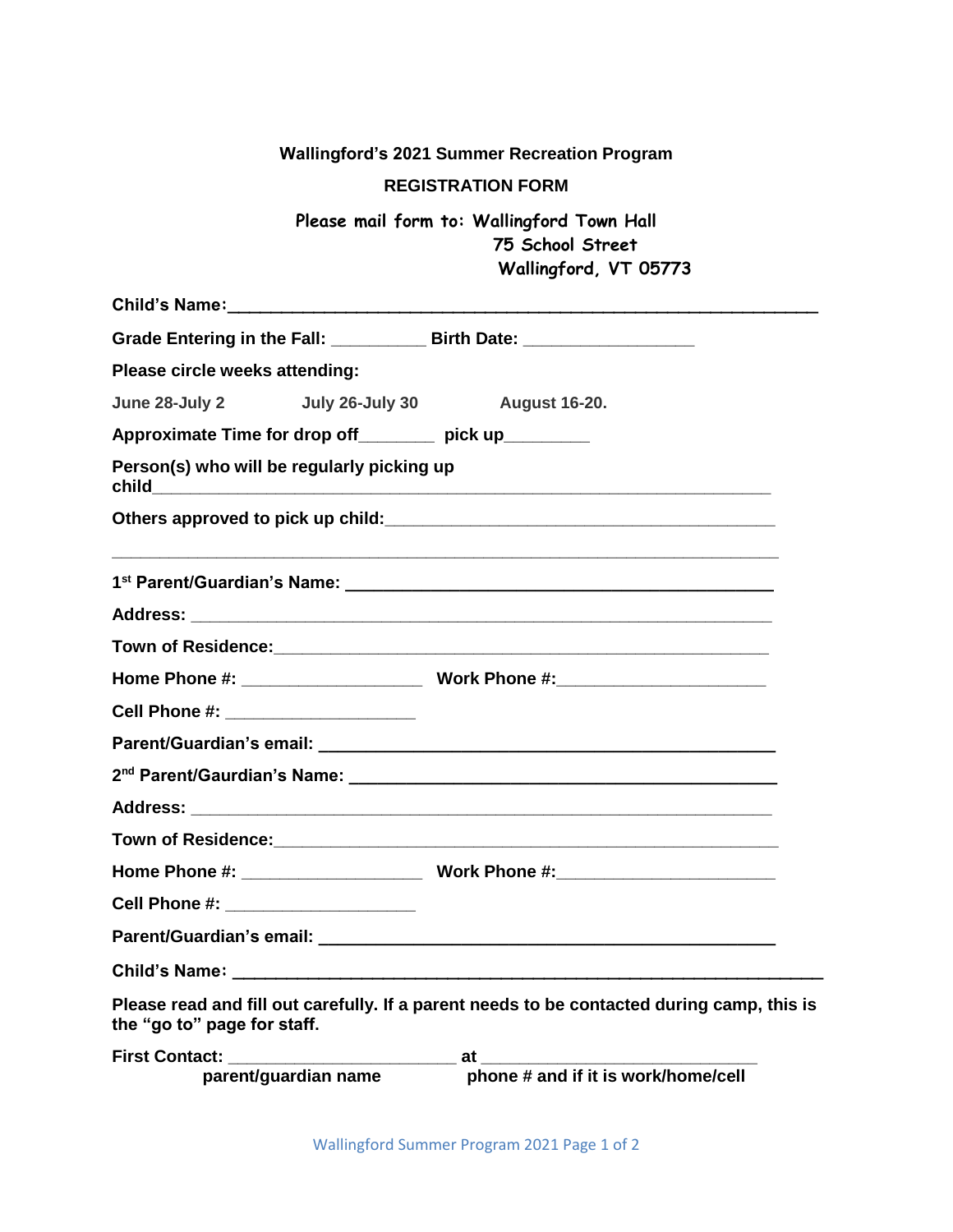**Wallingford's 2021 Summer Recreation Program**

**REGISTRATION FORM**

Please mail form to: Wallingford Town Hall
75 School Street
Wallingford, VT 05773

**Child's Name:**_______________________________________________________________

**Grade Entering in the Fall:** __________ **Birth Date:** _________________

**Please circle weeks attending:**

**June 28-July 2** **July 26-July 30** **August 16-20.**

**Approximate Time for drop off**________ **pick up**_________

**Person(s) who will be regularly picking up child**_______________________________________________________________

**Others approved to pick up child:**________________________________________

_____________________________________________________________________

**1st Parent/Guardian's Name:** ____________________________________________

**Address:** _____________________________________________________________

**Town of Residence:**____________________________________________________

**Home Phone #:** __________________ **Work Phone #:**_____________________

**Cell Phone #:** ___________________

**Parent/Guardian's email:** _______________________________________________

**2nd Parent/Gaurdian's Name:** ___________________________________________

**Address:** _____________________________________________________________

**Town of Residence:**____________________________________________________

**Home Phone #:** __________________ **Work Phone #:**_____________________

**Cell Phone #:** ___________________

**Parent/Guardian's email:** _______________________________________________

**Child's Name:** _________________________________________________________

**Please read and fill out carefully. If a parent needs to be contacted during camp, this is the "go to" page for staff.**

**First Contact:** _______________________ **at** ____________________________
**parent/guardian name** **phone # and if it is work/home/cell**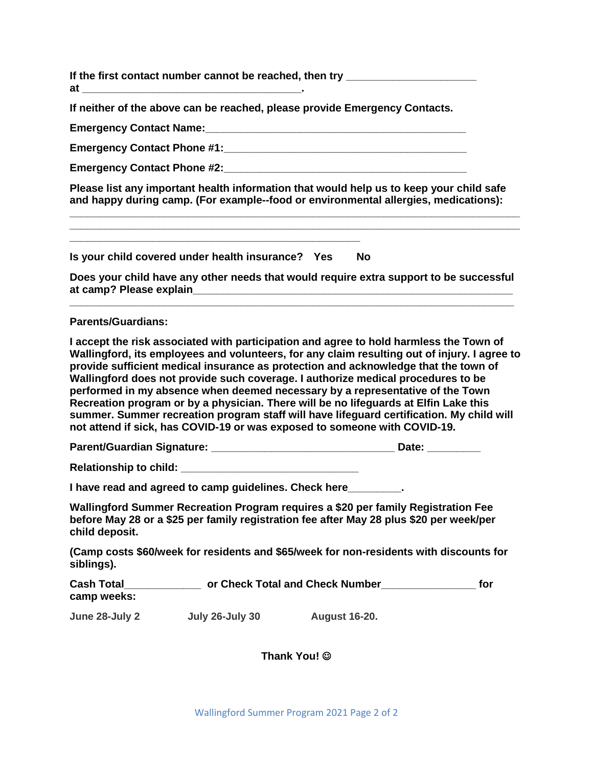**If the first contact number cannot be reached, then try _____________________ at ___________________________________.**

**If neither of the above can be reached, please provide Emergency Contacts.**

**Emergency Contact Name:_______________________________________**

**Emergency Contact Phone #1:_____________________________________**

**Emergency Contact Phone #2:_____________________________________**

**Please list any important health information that would help us to keep your child safe and happy during camp. (For example--food or environmental allergies, medications):**

**___________________________________________________________________________**
**___________________________________________________________________________**
**_______________________________________________**

**Is your child covered under health insurance? Yes No**

**Does your child have any other needs that would require extra support to be successful at camp? Please explain_______________________________________________________**
**___________________________________________________________________________**

**Parents/Guardians:**

**I accept the risk associated with participation and agree to hold harmless the Town of Wallingford, its employees and volunteers, for any claim resulting out of injury. I agree to provide sufficient medical insurance as protection and acknowledge that the town of Wallingford does not provide such coverage. I authorize medical procedures to be performed in my absence when deemed necessary by a representative of the Town Recreation program or by a physician. There will be no lifeguards at Elfin Lake this summer. Summer recreation program staff will have lifeguard certification. My child will not attend if sick, has COVID-19 or was exposed to someone with COVID-19.**

**Parent/Guardian Signature: ______________________________ Date: _________**

**Relationship to child: _____________________________**

**I have read and agreed to camp guidelines. Check here_________.**

**Wallingford Summer Recreation Program requires a $20 per family Registration Fee before May 28 or a $25 per family registration fee after May 28 plus $20 per week/per child deposit.**

**(Camp costs $60/week for residents and $65/week for non-residents with discounts for siblings).**

**Cash Total____________ or Check Total and Check Number_______________ for camp weeks:**

**June 28-July 2 July 26-July 30 August 16-20.**

**Thank You! ☺**